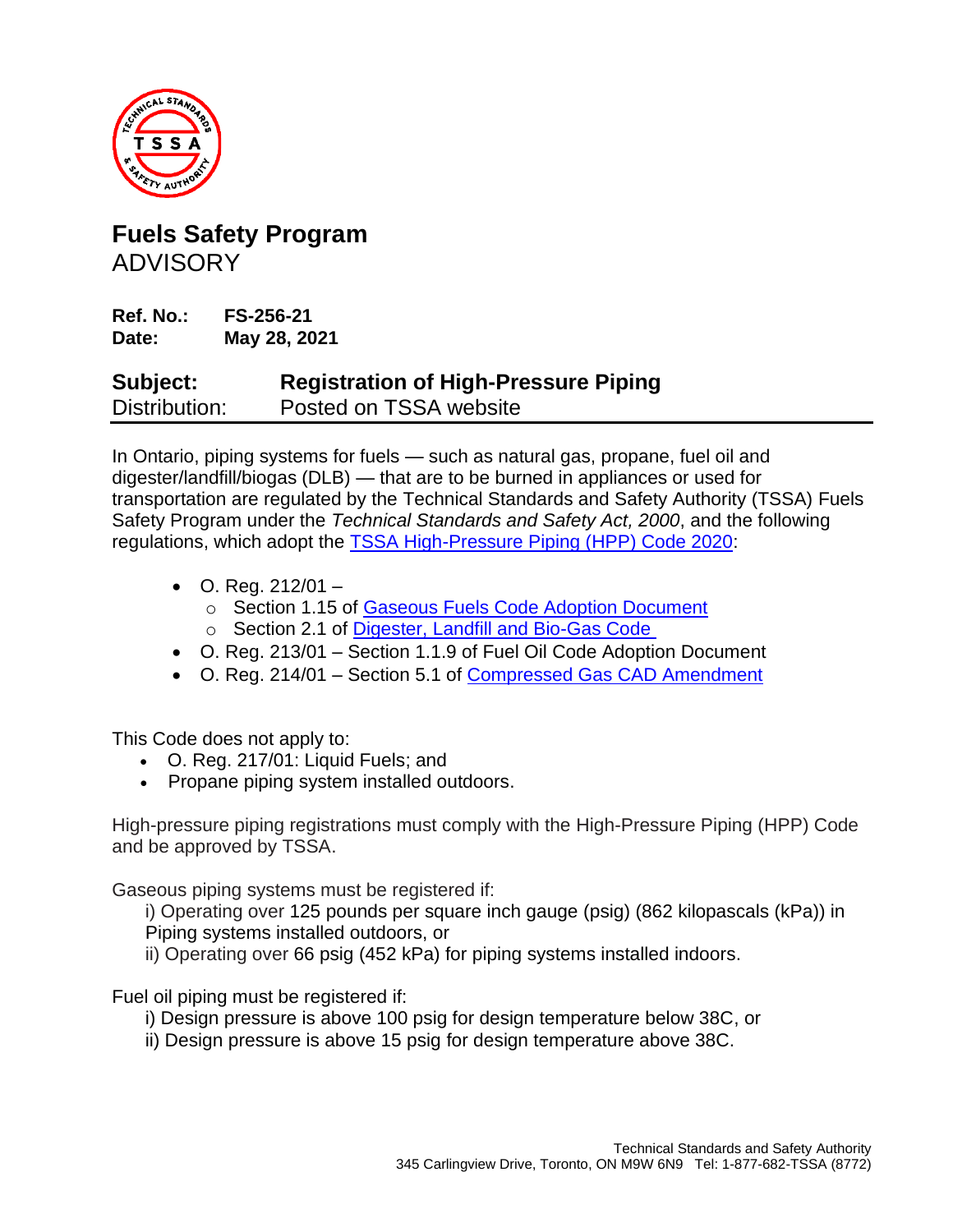# Fuels Safety Program

ADVISORY

**Ref. No.:** **FS-256-21**
**Date:** **May 28, 2021**

**Subject:** **Registration of High-Pressure Piping**
Distribution: Posted on TSSA website

In Ontario, piping systems for fuels — such as natural gas, propane, fuel oil and digester/landfill/biogas (DLB) — that are to be burned in appliances or used for transportation are regulated by the Technical Standards and Safety Authority (TSSA) Fuels Safety Program under the *Technical Standards and Safety Act, 2000*, and the following regulations, which adopt the TSSA High-Pressure Piping (HPP) Code 2020:

- O. Reg. 212/01 –
  - Section 1.15 of Gaseous Fuels Code Adoption Document
  - Section 2.1 of Digester, Landfill and Bio-Gas Code
- O. Reg. 213/01 – Section 1.1.9 of Fuel Oil Code Adoption Document
- O. Reg. 214/01 – Section 5.1 of Compressed Gas CAD Amendment

This Code does not apply to:

- O. Reg. 217/01: Liquid Fuels; and
- Propane piping system installed outdoors.

High-pressure piping registrations must comply with the High-Pressure Piping (HPP) Code and be approved by TSSA.

Gaseous piping systems must be registered if:

i) Operating over 125 pounds per square inch gauge (psig) (862 kilopascals (kPa)) in Piping systems installed outdoors, or
ii) Operating over 66 psig (452 kPa) for piping systems installed indoors.

Fuel oil piping must be registered if:

i) Design pressure is above 100 psig for design temperature below 38C, or
ii) Design pressure is above 15 psig for design temperature above 38C.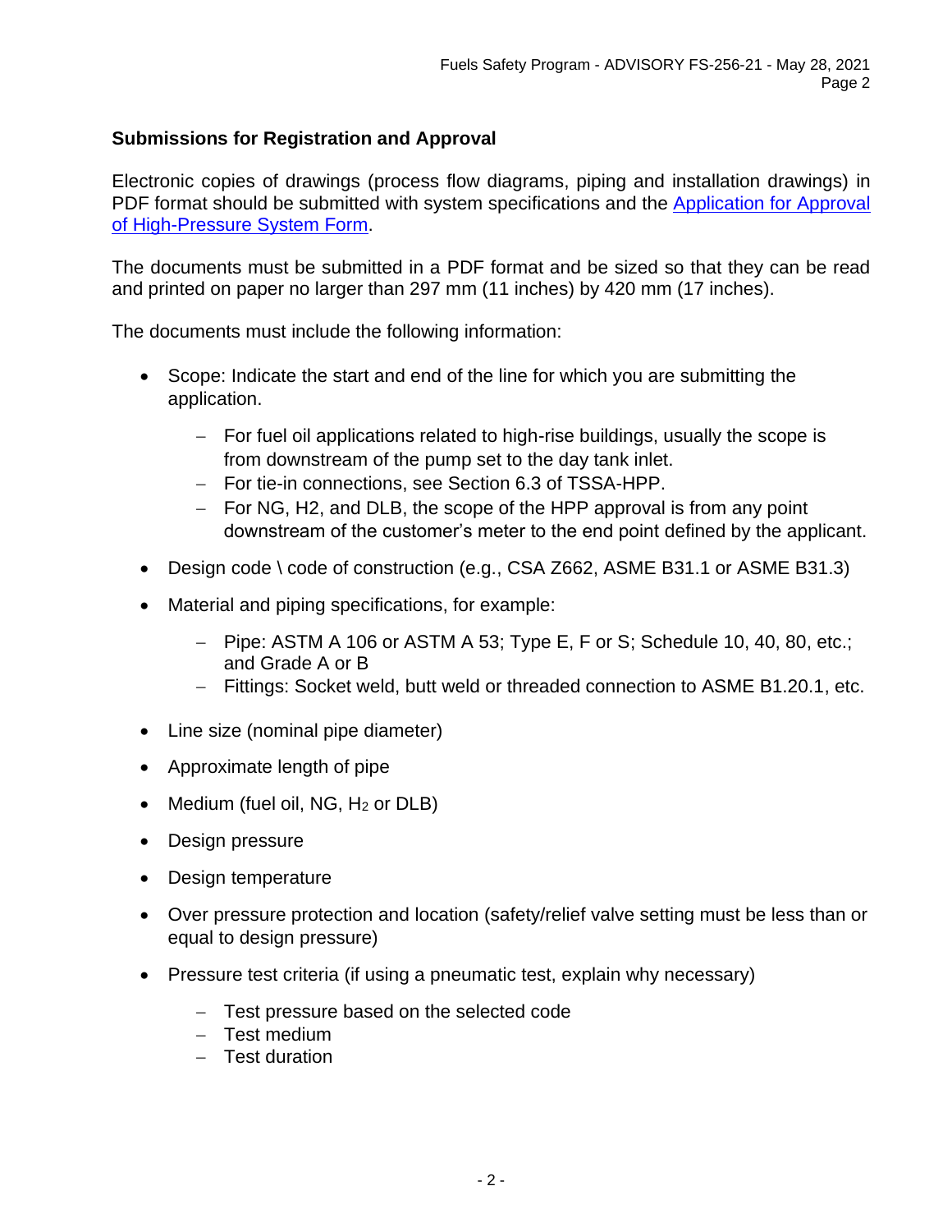## Submissions for Registration and Approval

Electronic copies of drawings (process flow diagrams, piping and installation drawings) in PDF format should be submitted with system specifications and the [Application for Approval of High-Pressure System Form](#).

The documents must be submitted in a PDF format and be sized so that they can be read and printed on paper no larger than 297 mm (11 inches) by 420 mm (17 inches).

The documents must include the following information:

- Scope: Indicate the start and end of the line for which you are submitting the application.
  - For fuel oil applications related to high-rise buildings, usually the scope is from downstream of the pump set to the day tank inlet.
  - For tie-in connections, see Section 6.3 of TSSA-HPP.
  - For NG, H2, and DLB, the scope of the HPP approval is from any point downstream of the customer's meter to the end point defined by the applicant.
- Design code \ code of construction (e.g., CSA Z662, ASME B31.1 or ASME B31.3)
- Material and piping specifications, for example:
  - Pipe: ASTM A 106 or ASTM A 53; Type E, F or S; Schedule 10, 40, 80, etc.; and Grade A or B
  - Fittings: Socket weld, butt weld or threaded connection to ASME B1.20.1, etc.
- Line size (nominal pipe diameter)
- Approximate length of pipe
- Medium (fuel oil, NG, $H_2$ or DLB)
- Design pressure
- Design temperature
- Over pressure protection and location (safety/relief valve setting must be less than or equal to design pressure)
- Pressure test criteria (if using a pneumatic test, explain why necessary)
  - Test pressure based on the selected code
  - Test medium
  - Test duration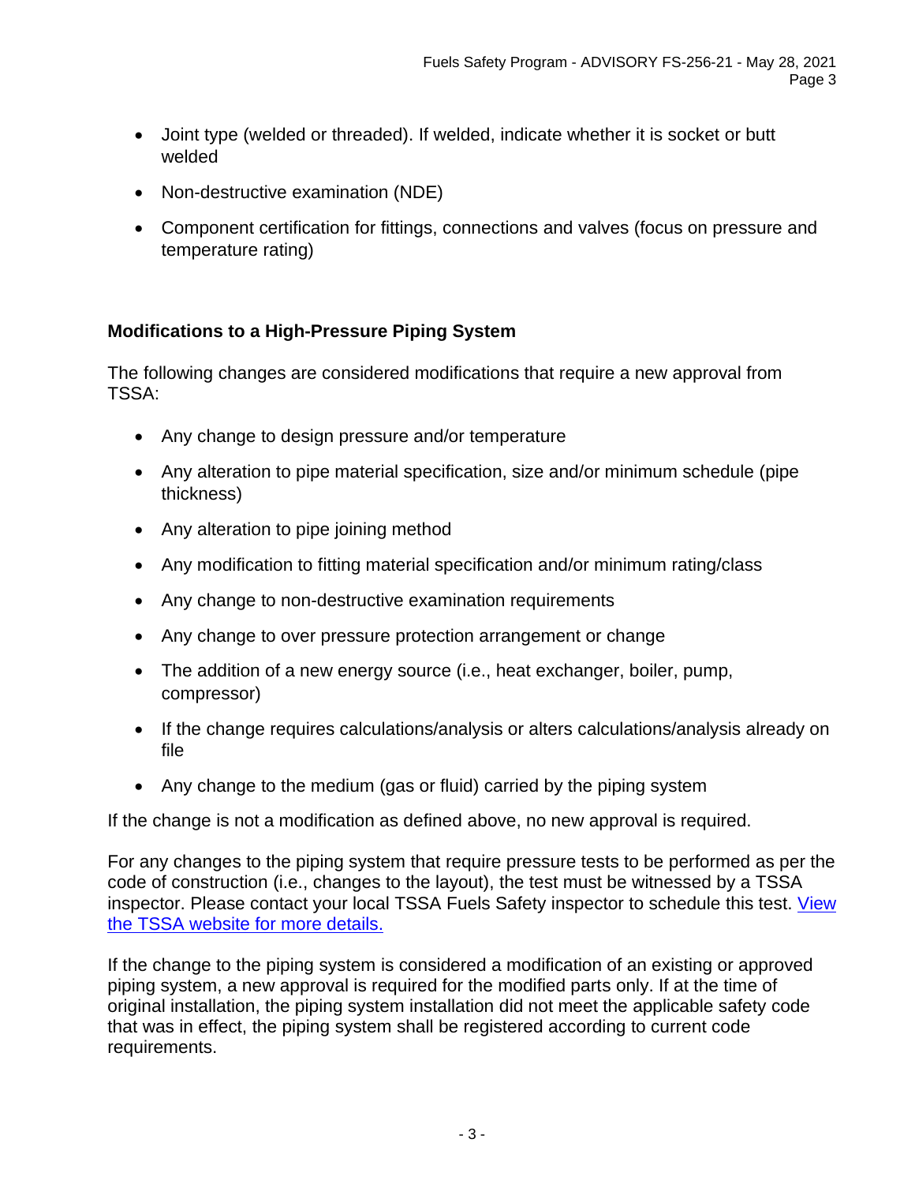- Joint type (welded or threaded). If welded, indicate whether it is socket or butt welded
- Non-destructive examination (NDE)
- Component certification for fittings, connections and valves (focus on pressure and temperature rating)

### Modifications to a High-Pressure Piping System

The following changes are considered modifications that require a new approval from TSSA:

- Any change to design pressure and/or temperature
- Any alteration to pipe material specification, size and/or minimum schedule (pipe thickness)
- Any alteration to pipe joining method
- Any modification to fitting material specification and/or minimum rating/class
- Any change to non-destructive examination requirements
- Any change to over pressure protection arrangement or change
- The addition of a new energy source (i.e., heat exchanger, boiler, pump, compressor)
- If the change requires calculations/analysis or alters calculations/analysis already on file
- Any change to the medium (gas or fluid) carried by the piping system

If the change is not a modification as defined above, no new approval is required.

For any changes to the piping system that require pressure tests to be performed as per the code of construction (i.e., changes to the layout), the test must be witnessed by a TSSA inspector. Please contact your local TSSA Fuels Safety inspector to schedule this test. View the TSSA website for more details.

If the change to the piping system is considered a modification of an existing or approved piping system, a new approval is required for the modified parts only. If at the time of original installation, the piping system installation did not meet the applicable safety code that was in effect, the piping system shall be registered according to current code requirements.